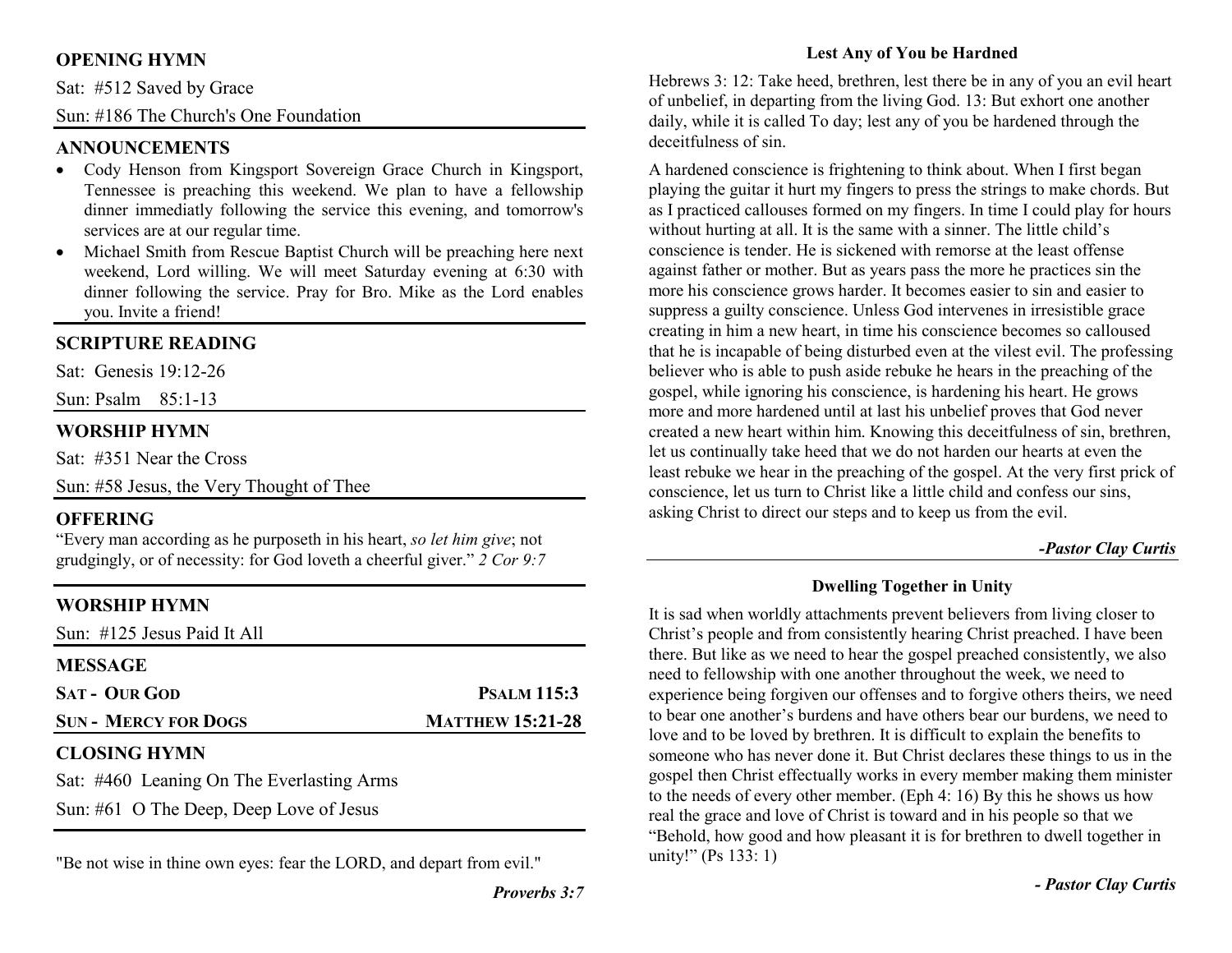## OPENING HYMN

Sat: #512 Saved by Grace

Sun: #186 The Church's One Foundation

## ANNOUNCEMENTS

- Cody Henson from Kingsport Sovereign Grace Church in Kingsport, Tennessee is preaching this weekend. We plan to have a fellowship dinner immediatly following the service this evening, and tomorrow's services are at our regular time.
- Michael Smith from Rescue Baptist Church will be preaching here next weekend, Lord willing. We will meet Saturday evening at 6:30 with dinner following the service. Pray for Bro. Mike as the Lord enables you. Invite a friend!

## SCRIPTURE READING

Sat: Genesis 19:12-26

Sun: Psalm 85:1-13

## WORSHIP HYMN

Sat: #351 Near the Cross

Sun: #58 Jesus, the Very Thought of Thee

## OFFERING

"Every man according as he purposeth in his heart, *so let him give*; not grudgingly, or of necessity: for God loveth a cheerful giver." *2 Cor 9:7*

## WORSHIP HYMN

Sun: #125 Jesus Paid It All

## MESSAGE

**SAT - OUR GOD** — **PSALM 115:3**

**SUN - MERCY FOR DOGS** — **MATTHEW 15:21-28**

## CLOSING HYMN

Sat: #460 Leaning On The Everlasting Arms

Sun: #61 O The Deep, Deep Love of Jesus

"Be not wise in thine own eyes: fear the LORD, and depart from evil."

***Proverbs 3:7***

### Lest Any of You be Hardned

Hebrews 3: 12: Take heed, brethren, lest there be in any of you an evil heart of unbelief, in departing from the living God. 13: But exhort one another daily, while it is called To day; lest any of you be hardened through the deceitfulness of sin.

A hardened conscience is frightening to think about. When I first began playing the guitar it hurt my fingers to press the strings to make chords. But as I practiced callouses formed on my fingers. In time I could play for hours without hurting at all. It is the same with a sinner. The little child's conscience is tender. He is sickened with remorse at the least offense against father or mother. But as years pass the more he practices sin the more his conscience grows harder. It becomes easier to sin and easier to suppress a guilty conscience. Unless God intervenes in irresistible grace creating in him a new heart, in time his conscience becomes so calloused that he is incapable of being disturbed even at the vilest evil. The professing believer who is able to push aside rebuke he hears in the preaching of the gospel, while ignoring his conscience, is hardening his heart. He grows more and more hardened until at last his unbelief proves that God never created a new heart within him. Knowing this deceitfulness of sin, brethren, let us continually take heed that we do not harden our hearts at even the least rebuke we hear in the preaching of the gospel. At the very first prick of conscience, let us turn to Christ like a little child and confess our sins, asking Christ to direct our steps and to keep us from the evil.

***-Pastor Clay Curtis***

### Dwelling Together in Unity

It is sad when worldly attachments prevent believers from living closer to Christ's people and from consistently hearing Christ preached. I have been there. But like as we need to hear the gospel preached consistently, we also need to fellowship with one another throughout the week, we need to experience being forgiven our offenses and to forgive others theirs, we need to bear one another's burdens and have others bear our burdens, we need to love and to be loved by brethren. It is difficult to explain the benefits to someone who has never done it. But Christ declares these things to us in the gospel then Christ effectually works in every member making them minister to the needs of every other member. (Eph 4: 16) By this he shows us how real the grace and love of Christ is toward and in his people so that we "Behold, how good and how pleasant it is for brethren to dwell together in unity!" (Ps 133: 1)

***- Pastor Clay Curtis***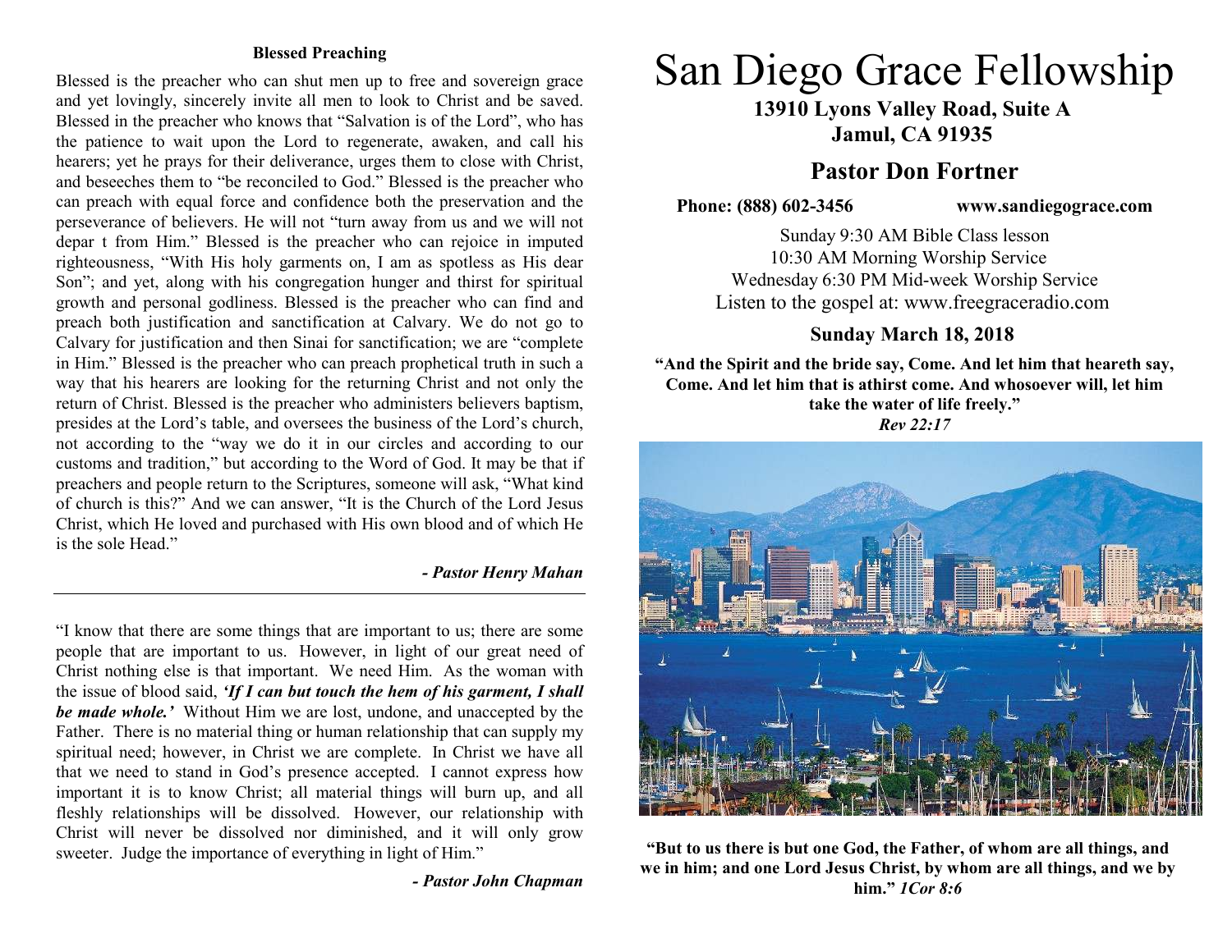### Blessed Preaching

Blessed is the preacher who can shut men up to free and sovereign grace and yet lovingly, sincerely invite all men to look to Christ and be saved. Blessed in the preacher who knows that "Salvation is of the Lord", who has the patience to wait upon the Lord to regenerate, awaken, and call his hearers; yet he prays for their deliverance, urges them to close with Christ, and beseeches them to "be reconciled to God." Blessed is the preacher who can preach with equal force and confidence both the preservation and the perseverance of believers. He will not "turn away from us and we will not depar t from Him." Blessed is the preacher who can rejoice in imputed righteousness, "With His holy garments on, I am as spotless as His dear Son"; and yet, along with his congregation hunger and thirst for spiritual growth and personal godliness. Blessed is the preacher who can find and preach both justification and sanctification at Calvary. We do not go to Calvary for justification and then Sinai for sanctification; we are "complete in Him." Blessed is the preacher who can preach prophetical truth in such a way that his hearers are looking for the returning Christ and not only the return of Christ. Blessed is the preacher who administers believers baptism, presides at the Lord's table, and oversees the business of the Lord's church, not according to the "way we do it in our circles and according to our customs and tradition," but according to the Word of God. It may be that if preachers and people return to the Scriptures, someone will ask, "What kind of church is this?" And we can answer, "It is the Church of the Lord Jesus Christ, which He loved and purchased with His own blood and of which He is the sole Head."

***- Pastor Henry Mahan***

---

"I know that there are some things that are important to us; there are some people that are important to us. However, in light of our great need of Christ nothing else is that important. We need Him. As the woman with the issue of blood said, ***'If I can but touch the hem of his garment, I shall be made whole.'*** Without Him we are lost, undone, and unaccepted by the Father. There is no material thing or human relationship that can supply my spiritual need; however, in Christ we are complete. In Christ we have all that we need to stand in God's presence accepted. I cannot express how important it is to know Christ; all material things will burn up, and all fleshly relationships will be dissolved. However, our relationship with Christ will never be dissolved nor diminished, and it will only grow sweeter. Judge the importance of everything in light of Him."

***- Pastor John Chapman***

# San Diego Grace Fellowship

**13910 Lyons Valley Road, Suite A**
**Jamul, CA 91935**

## Pastor Don Fortner

**Phone: (888) 602-3456** **www.sandiegograce.com**

Sunday 9:30 AM Bible Class lesson
10:30 AM Morning Worship Service
Wednesday 6:30 PM Mid-week Worship Service
Listen to the gospel at: www.freegraceradio.com

### Sunday March 18, 2018

**"And the Spirit and the bride say, Come. And let him that heareth say, Come. And let him that is athirst come. And whosoever will, let him take the water of life freely."** ***Rev 22:17***

**"But to us there is but one God, the Father, of whom are all things, and we in him; and one Lord Jesus Christ, by whom are all things, and we by him."** ***1Cor 8:6***